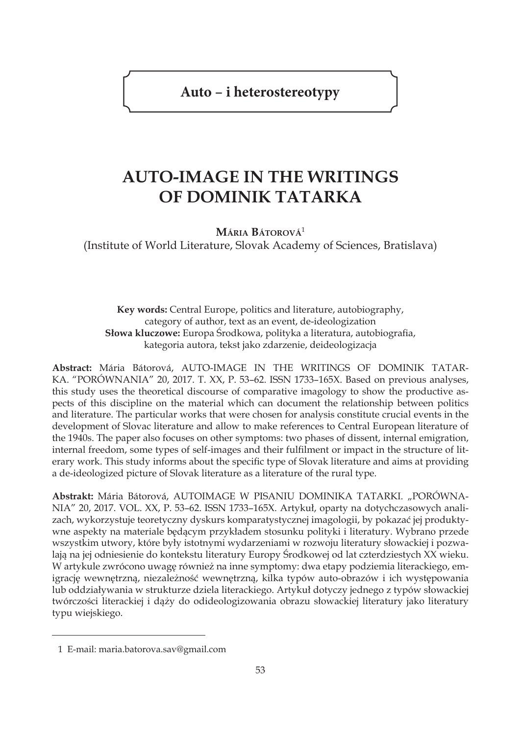**Auto – i heterostereotypy**

# AUTO-IMAGE IN THE WRITINGS OF DOMINIK TATARKA

**Mária Bátorová**[1]

(Institute of World Literature, Slovak Academy of Sciences, Bratislava)

**Key words:** Central Europe, politics and literature, autobiography, category of author, text as an event, de-ideologization

**Słowa kluczowe:** Europa Środkowa, polityka a literatura, autobiografia, kategoria autora, tekst jako zdarzenie, deideologizacja

**Abstract:** Mária Bátorová, AUTO-IMAGE IN THE WRITINGS OF DOMINIK TATARKA. "PORÓWNANIA" 20, 2017. T. XX, P. 53–62. ISSN 1733–165X. Based on previous analyses, this study uses the theoretical discourse of comparative imagology to show the productive aspects of this discipline on the material which can document the relationship between politics and literature. The particular works that were chosen for analysis constitute crucial events in the development of Slovac literature and allow to make references to Central European literature of the 1940s. The paper also focuses on other symptoms: two phases of dissent, internal emigration, internal freedom, some types of self-images and their fulfilment or impact in the structure of literary work. This study informs about the specific type of Slovak literature and aims at providing a de-ideologized picture of Slovak literature as a literature of the rural type.

**Abstrakt:** Mária Bátorová, AUTOIMAGE W PISANIU DOMINIKA TATARKI. „PORÓWNANIA" 20, 2017. VOL. XX, P. 53–62. ISSN 1733–165X. Artykuł, oparty na dotychczasowych analizach, wykorzystuje teoretyczny dyskurs komparatystycznej imagologii, by pokazać jej produktywne aspekty na materiale będącym przykładem stosunku polityki i literatury. Wybrano przede wszystkim utwory, które były istotnymi wydarzeniami w rozwoju literatury słowackiej i pozwalają na jej odniesienie do kontekstu literatury Europy Środkowej od lat czterdziestych XX wieku. W artykule zwrócono uwagę również na inne symptomy: dwa etapy podziemia literackiego, emigrację wewnętrzną, niezależność wewnętrzną, kilka typów auto-obrazów i ich występowania lub oddziaływania w strukturze dzieła literackiego. Artykuł dotyczy jednego z typów słowackiej twórczości literackiej i dąży do odideologizowania obrazu słowackiej literatury jako literatury typu wiejskiego.

---

[1] E-mail: maria.batorova.sav@gmail.com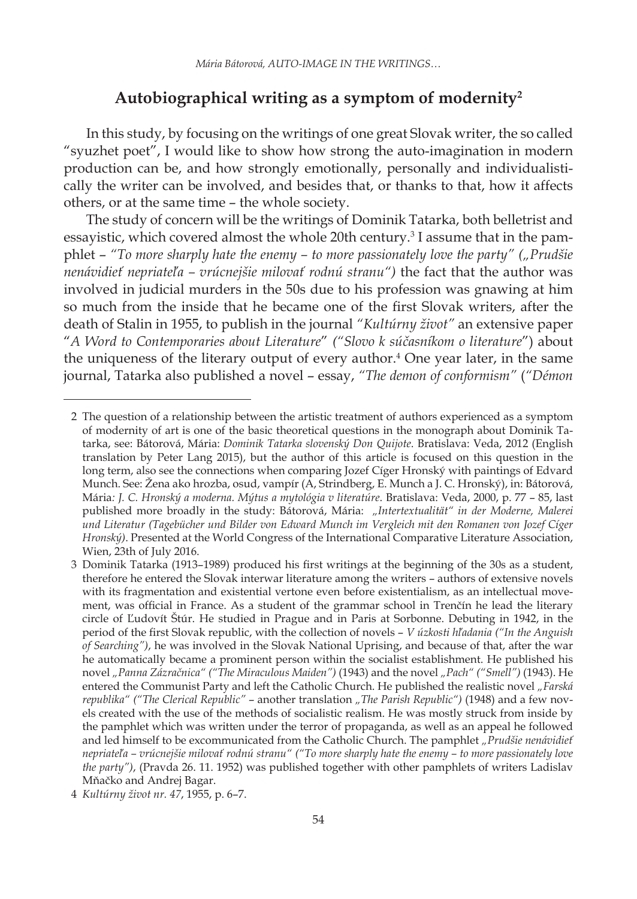## Autobiographical writing as a symptom of modernity[2]

In this study, by focusing on the writings of one great Slovak writer, the so called "syuzhet poet", I would like to show how strong the auto-imagination in modern production can be, and how strongly emotionally, personally and individualistically the writer can be involved, and besides that, or thanks to that, how it affects others, or at the same time – the whole society.

The study of concern will be the writings of Dominik Tatarka, both belletrist and essayistic, which covered almost the whole 20th century.[3] I assume that in the pamphlet – *"To more sharply hate the enemy – to more passionately love the party" („Prudšie nenávidieť nepriateľa – vrúcnejšie milovať rodnú stranu")* the fact that the author was involved in judicial murders in the 50s due to his profession was gnawing at him so much from the inside that he became one of the first Slovak writers, after the death of Stalin in 1955, to publish in the journal *"Kultúrny život"* an extensive paper "*A Word to Contemporaries about Literature*" ("*Slovo k súčasníkom o literature*") about the uniqueness of the literary output of every author.[4] One year later, in the same journal, Tatarka also published a novel – essay, *"The demon of conformism"* ("*Démon*

---

2 The question of a relationship between the artistic treatment of authors experienced as a symptom of modernity of art is one of the basic theoretical questions in the monograph about Dominik Tatarka, see: Bátorová, Mária: *Dominik Tatarka slovenský Don Quijote*. Bratislava: Veda, 2012 (English translation by Peter Lang 2015), but the author of this article is focused on this question in the long term, also see the connections when comparing Jozef Cíger Hronský with paintings of Edvard Munch. See: Žena ako hrozba, osud, vampír (A, Strindberg, E. Munch a J. C. Hronský), in: Bátorová, Mária*: J. C. Hronský a moderna. Mýtus a mytológia v literatúre*. Bratislava: Veda, 2000, p. 77 – 85, last published more broadly in the study: Bátorová, Mária: *„Intertextualität" in der Moderne, Malerei und Literatur (Tagebücher und Bilder von Edward Munch im Vergleich mit den Romanen von Jozef Cíger Hronský)*. Presented at the World Congress of the International Comparative Literature Association, Wien, 23th of July 2016.

3 Dominik Tatarka (1913–1989) produced his first writings at the beginning of the 30s as a student, therefore he entered the Slovak interwar literature among the writers – authors of extensive novels with its fragmentation and existential vertone even before existentialism, as an intellectual movement, was official in France. As a student of the grammar school in Trenčín he lead the literary circle of Ľudovít Štúr. He studied in Prague and in Paris at Sorbonne. Debuting in 1942, in the period of the first Slovak republic, with the collection of novels – *V úzkosti hľadania ("In the Anguish of Searching")*, he was involved in the Slovak National Uprising, and because of that, after the war he automatically became a prominent person within the socialist establishment. He published his novel *„Panna Zázračnica" ("The Miraculous Maiden")* (1943) and the novel *„Pach" ("Smell")* (1943). He entered the Communist Party and left the Catholic Church. He published the realistic novel *„Farská republika" ("The Clerical Republic"* – another translation *„The Parish Republic")* (1948) and a few novels created with the use of the methods of socialistic realism. He was mostly struck from inside by the pamphlet which was written under the terror of propaganda, as well as an appeal he followed and led himself to be excommunicated from the Catholic Church. The pamphlet *„Prudšie nenávidieť nepriateľa – vrúcnejšie milovať rodnú stranu" ("To more sharply hate the enemy – to more passionately love the party")*, (Pravda 26. 11. 1952) was published together with other pamphlets of writers Ladislav Mňačko and Andrej Bagar.

4 *Kultúrny život nr. 47*, 1955, p. 6–7.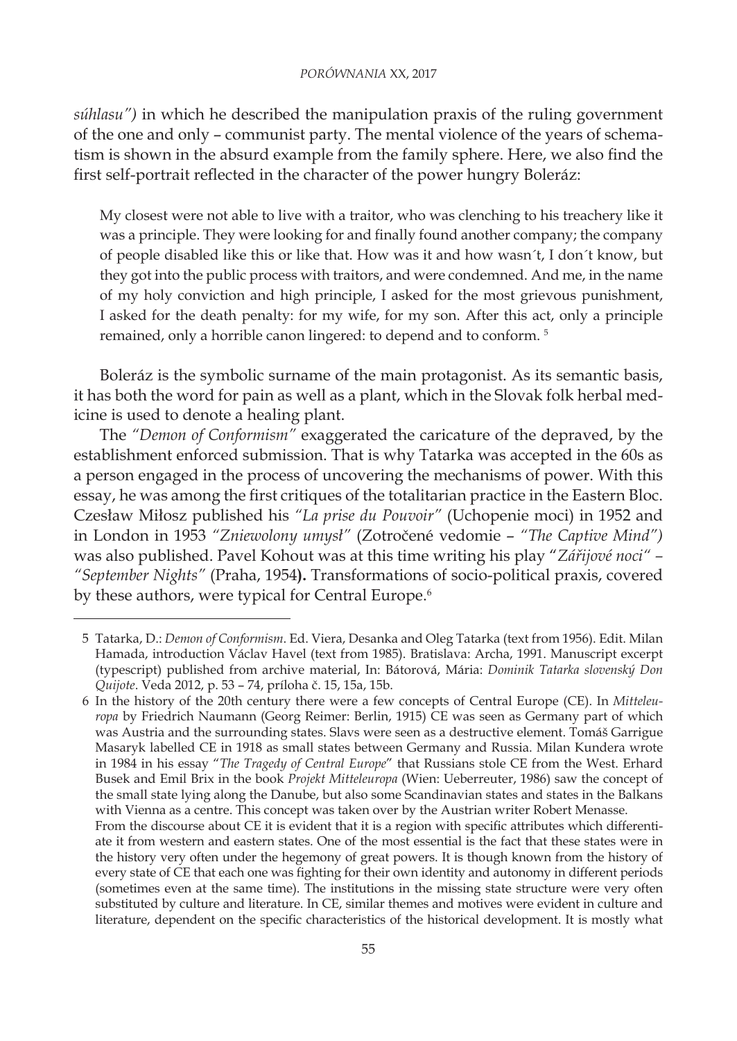*súhlasu")* in which he described the manipulation praxis of the ruling government of the one and only – communist party. The mental violence of the years of schematism is shown in the absurd example from the family sphere. Here, we also find the first self-portrait reflected in the character of the power hungry Boleráz:

> My closest were not able to live with a traitor, who was clenching to his treachery like it was a principle. They were looking for and finally found another company; the company of people disabled like this or like that. How was it and how wasn´t, I don´t know, but they got into the public process with traitors, and were condemned. And me, in the name of my holy conviction and high principle, I asked for the most grievous punishment, I asked for the death penalty: for my wife, for my son. After this act, only a principle remained, only a horrible canon lingered: to depend and to conform. [5]

Boleráz is the symbolic surname of the main protagonist. As its semantic basis, it has both the word for pain as well as a plant, which in the Slovak folk herbal medicine is used to denote a healing plant.

The *"Demon of Conformism"* exaggerated the caricature of the depraved, by the establishment enforced submission. That is why Tatarka was accepted in the 60s as a person engaged in the process of uncovering the mechanisms of power. With this essay, he was among the first critiques of the totalitarian practice in the Eastern Bloc. Czesław Miłosz published his *"La prise du Pouvoir"* (Uchopenie moci) in 1952 and in London in 1953 *"Zniewolony umysł"* (Zotročené vedomie – *"The Captive Mind")* was also published. Pavel Kohout was at this time writing his play "*Zářijové noci*" – *"September Nights"* (Praha, 1954**).** Transformations of socio-political praxis, covered by these authors, were typical for Central Europe.[6]

---

5 Tatarka, D.: *Demon of Conformism*. Ed. Viera, Desanka and Oleg Tatarka (text from 1956). Edit. Milan Hamada, introduction Václav Havel (text from 1985). Bratislava: Archa, 1991. Manuscript excerpt (typescript) published from archive material, In: Bátorová, Mária: *Dominik Tatarka slovenský Don Quijote*. Veda 2012, p. 53 – 74, príloha č. 15, 15a, 15b.

6 In the history of the 20th century there were a few concepts of Central Europe (CE). In *Mitteleuropa* by Friedrich Naumann (Georg Reimer: Berlin, 1915) CE was seen as Germany part of which was Austria and the surrounding states. Slavs were seen as a destructive element. Tomáš Garrigue Masaryk labelled CE in 1918 as small states between Germany and Russia. Milan Kundera wrote in 1984 in his essay "*The Tragedy of Central Europe*" that Russians stole CE from the West. Erhard Busek and Emil Brix in the book *Projekt Mitteleuropa* (Wien: Ueberreuter, 1986) saw the concept of the small state lying along the Danube, but also some Scandinavian states and states in the Balkans with Vienna as a centre. This concept was taken over by the Austrian writer Robert Menasse.
From the discourse about CE it is evident that it is a region with specific attributes which differentiate it from western and eastern states. One of the most essential is the fact that these states were in the history very often under the hegemony of great powers. It is though known from the history of every state of CE that each one was fighting for their own identity and autonomy in different periods (sometimes even at the same time). The institutions in the missing state structure were very often substituted by culture and literature. In CE, similar themes and motives were evident in culture and literature, dependent on the specific characteristics of the historical development. It is mostly what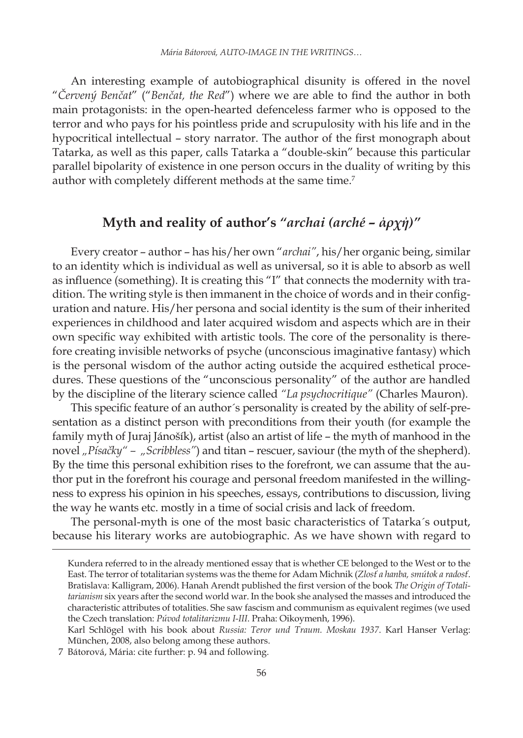An interesting example of autobiographical disunity is offered in the novel "*Červený Benčat*" ("*Benčat, the Red*") where we are able to find the author in both main protagonists: in the open-hearted defenceless farmer who is opposed to the terror and who pays for his pointless pride and scrupulosity with his life and in the hypocritical intellectual – story narrator. The author of the first monograph about Tatarka, as well as this paper, calls Tatarka a "double-skin" because this particular parallel bipolarity of existence in one person occurs in the duality of writing by this author with completely different methods at the same time.[7]

## Myth and reality of author's "*archai* (*arché – ἀρχή*)"

Every creator – author – has his/her own "*archai*", his/her organic being, similar to an identity which is individual as well as universal, so it is able to absorb as well as influence (something). It is creating this "I" that connects the modernity with tradition. The writing style is then immanent in the choice of words and in their configuration and nature. His/her persona and social identity is the sum of their inherited experiences in childhood and later acquired wisdom and aspects which are in their own specific way exhibited with artistic tools. The core of the personality is therefore creating invisible networks of psyche (unconscious imaginative fantasy) which is the personal wisdom of the author acting outside the acquired esthetical procedures. These questions of the "unconscious personality" of the author are handled by the discipline of the literary science called *"La psychocritique"* (Charles Mauron).

This specific feature of an author´s personality is created by the ability of self-presentation as a distinct person with preconditions from their youth (for example the family myth of Juraj Jánošík), artist (also an artist of life – the myth of manhood in the novel *„Písačky" – „Scribbless"*) and titan – rescuer, saviour (the myth of the shepherd). By the time this personal exhibition rises to the forefront, we can assume that the author put in the forefront his courage and personal freedom manifested in the willingness to express his opinion in his speeches, essays, contributions to discussion, living the way he wants etc. mostly in a time of social crisis and lack of freedom.

The personal-myth is one of the most basic characteristics of Tatarka´s output, because his literary works are autobiographic. As we have shown with regard to

---

Kundera referred to in the already mentioned essay that is whether CE belonged to the West or to the East. The terror of totalitarian systems was the theme for Adam Michnik (*Zlosť a hanba, smútok a radosť*. Bratislava: Kalligram, 2006). Hanah Arendt published the first version of the book *The Origin of Totalitarianism* six years after the second world war. In the book she analysed the masses and introduced the characteristic attributes of totalities. She saw fascism and communism as equivalent regimes (we used the Czech translation: *Púvod totalitarizmu I-III*. Praha: Oikoymenh, 1996).

Karl Schlögel with his book about *Russia: Teror und Traum. Moskau 1937*. Karl Hanser Verlag: München, 2008, also belong among these authors.

7 Bátorová, Mária: cite further: p. 94 and following.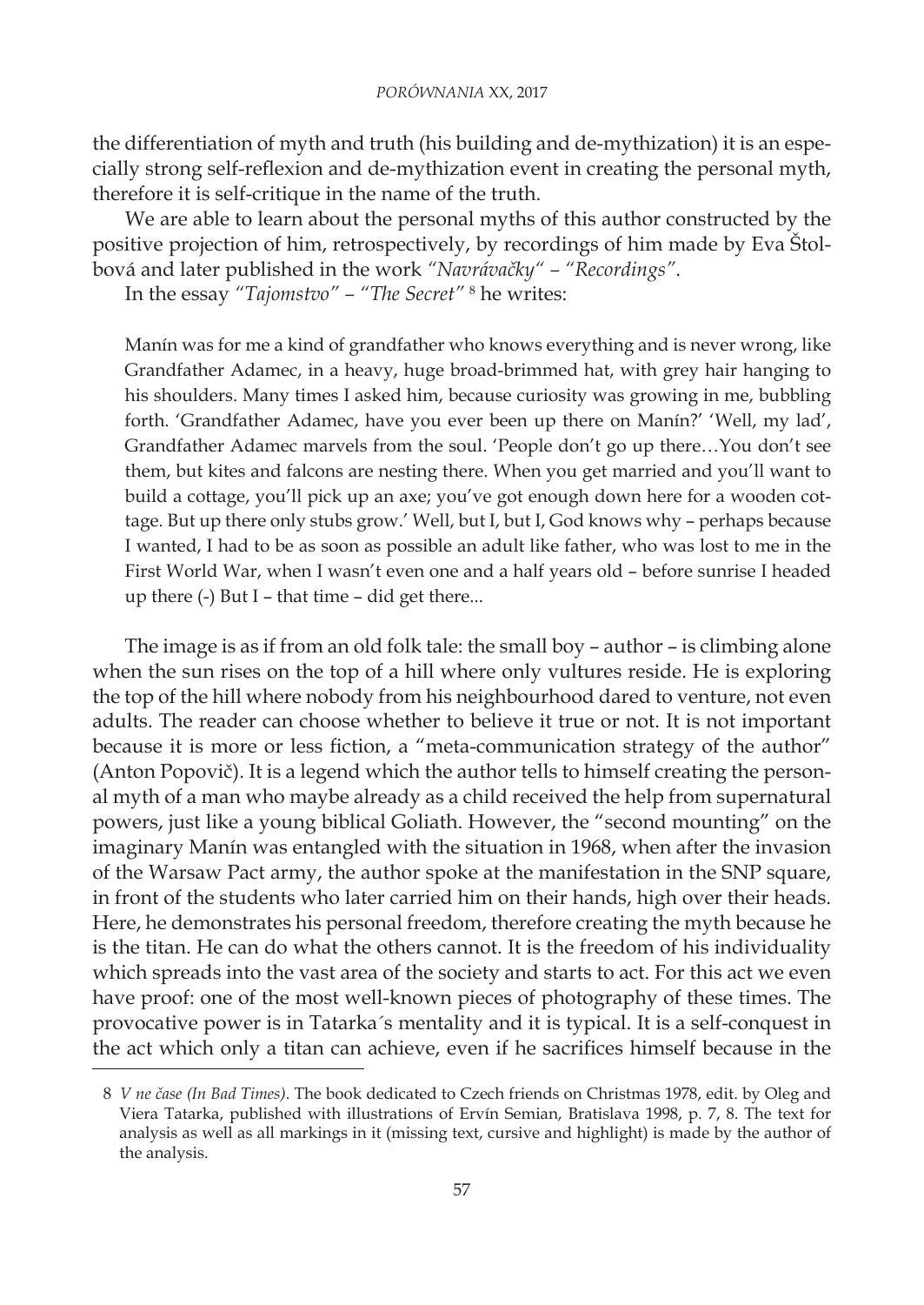the differentiation of myth and truth (his building and de-mythization) it is an especially strong self-reflexion and de-mythization event in creating the personal myth, therefore it is self-critique in the name of the truth.

We are able to learn about the personal myths of this author constructed by the positive projection of him, retrospectively, by recordings of him made by Eva Štolbová and later published in the work *"Navrávačky" – "Recordings"*.

In the essay *"Tajomstvo" – "The Secret"* [8] he writes:

> Manín was for me a kind of grandfather who knows everything and is never wrong, like Grandfather Adamec, in a heavy, huge broad-brimmed hat, with grey hair hanging to his shoulders. Many times I asked him, because curiosity was growing in me, bubbling forth. 'Grandfather Adamec, have you ever been up there on Manín?' 'Well, my lad', Grandfather Adamec marvels from the soul. 'People don't go up there…You don't see them, but kites and falcons are nesting there. When you get married and you'll want to build a cottage, you'll pick up an axe; you've got enough down here for a wooden cottage. But up there only stubs grow.' Well, but I, but I, God knows why – perhaps because I wanted, I had to be as soon as possible an adult like father, who was lost to me in the First World War, when I wasn't even one and a half years old – before sunrise I headed up there (-) But I – that time – did get there...

The image is as if from an old folk tale: the small boy – author – is climbing alone when the sun rises on the top of a hill where only vultures reside. He is exploring the top of the hill where nobody from his neighbourhood dared to venture, not even adults. The reader can choose whether to believe it true or not. It is not important because it is more or less fiction, a "meta-communication strategy of the author" (Anton Popovič). It is a legend which the author tells to himself creating the personal myth of a man who maybe already as a child received the help from supernatural powers, just like a young biblical Goliath. However, the "second mounting" on the imaginary Manín was entangled with the situation in 1968, when after the invasion of the Warsaw Pact army, the author spoke at the manifestation in the SNP square, in front of the students who later carried him on their hands, high over their heads. Here, he demonstrates his personal freedom, therefore creating the myth because he is the titan. He can do what the others cannot. It is the freedom of his individuality which spreads into the vast area of the society and starts to act. For this act we even have proof: one of the most well-known pieces of photography of these times. The provocative power is in Tatarka´s mentality and it is typical. It is a self-conquest in the act which only a titan can achieve, even if he sacrifices himself because in the

---

8 *V ne čase (In Bad Times)*. The book dedicated to Czech friends on Christmas 1978, edit. by Oleg and Viera Tatarka, published with illustrations of Ervín Semian, Bratislava 1998, p. 7, 8. The text for analysis as well as all markings in it (missing text, cursive and highlight) is made by the author of the analysis.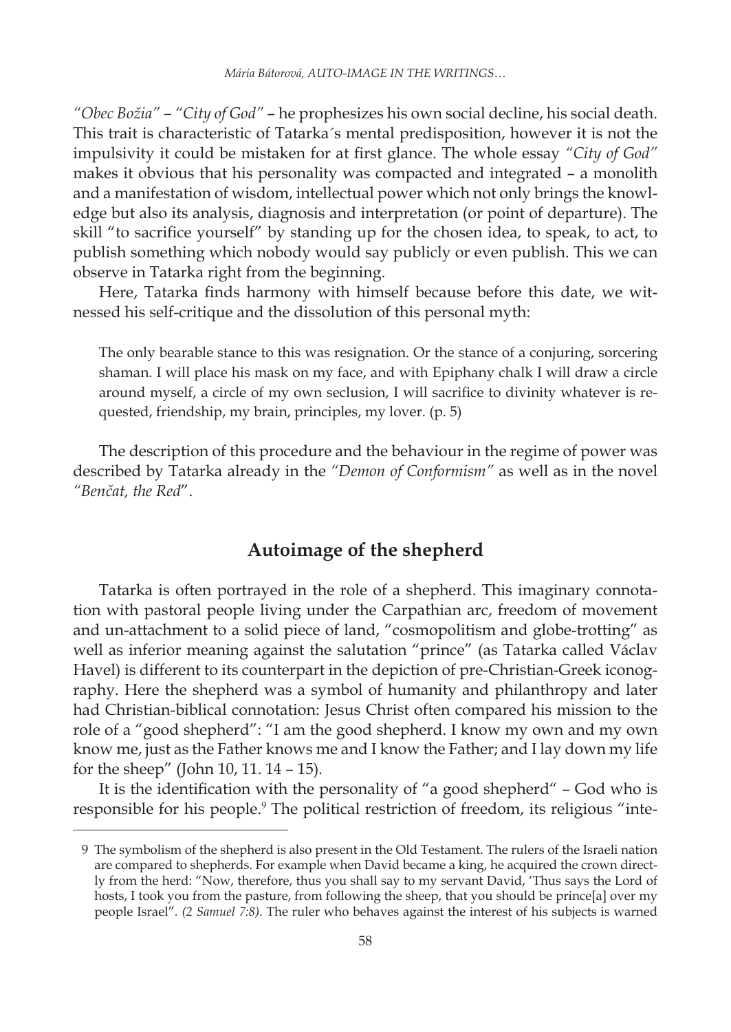*"Obec Božia" – "City of God"* – he prophesizes his own social decline, his social death. This trait is characteristic of Tatarka´s mental predisposition, however it is not the impulsivity it could be mistaken for at first glance. The whole essay *"City of God"* makes it obvious that his personality was compacted and integrated – a monolith and a manifestation of wisdom, intellectual power which not only brings the knowledge but also its analysis, diagnosis and interpretation (or point of departure). The skill "to sacrifice yourself" by standing up for the chosen idea, to speak, to act, to publish something which nobody would say publicly or even publish. This we can observe in Tatarka right from the beginning.

Here, Tatarka finds harmony with himself because before this date, we witnessed his self-critique and the dissolution of this personal myth:

> The only bearable stance to this was resignation. Or the stance of a conjuring, sorcering shaman. I will place his mask on my face, and with Epiphany chalk I will draw a circle around myself, a circle of my own seclusion, I will sacrifice to divinity whatever is requested, friendship, my brain, principles, my lover. (p. 5)

The description of this procedure and the behaviour in the regime of power was described by Tatarka already in the *"Demon of Conformism"* as well as in the novel *"Benčat, the Red"*.

## Autoimage of the shepherd

Tatarka is often portrayed in the role of a shepherd. This imaginary connotation with pastoral people living under the Carpathian arc, freedom of movement and un-attachment to a solid piece of land, "cosmopolitism and globe-trotting" as well as inferior meaning against the salutation "prince" (as Tatarka called Václav Havel) is different to its counterpart in the depiction of pre-Christian-Greek iconography. Here the shepherd was a symbol of humanity and philanthropy and later had Christian-biblical connotation: Jesus Christ often compared his mission to the role of a "good shepherd": "I am the good shepherd. I know my own and my own know me, just as the Father knows me and I know the Father; and I lay down my life for the sheep" (John 10, 11. 14 – 15).

It is the identification with the personality of "a good shepherd" – God who is responsible for his people.[9] The political restriction of freedom, its religious "inte-

[9] The symbolism of the shepherd is also present in the Old Testament. The rulers of the Israeli nation are compared to shepherds. For example when David became a king, he acquired the crown directly from the herd: "Now, therefore, thus you shall say to my servant David, 'Thus says the Lord of hosts, I took you from the pasture, from following the sheep, that you should be prince[a] over my people Israel". *(2 Samuel 7:8)*. The ruler who behaves against the interest of his subjects is warned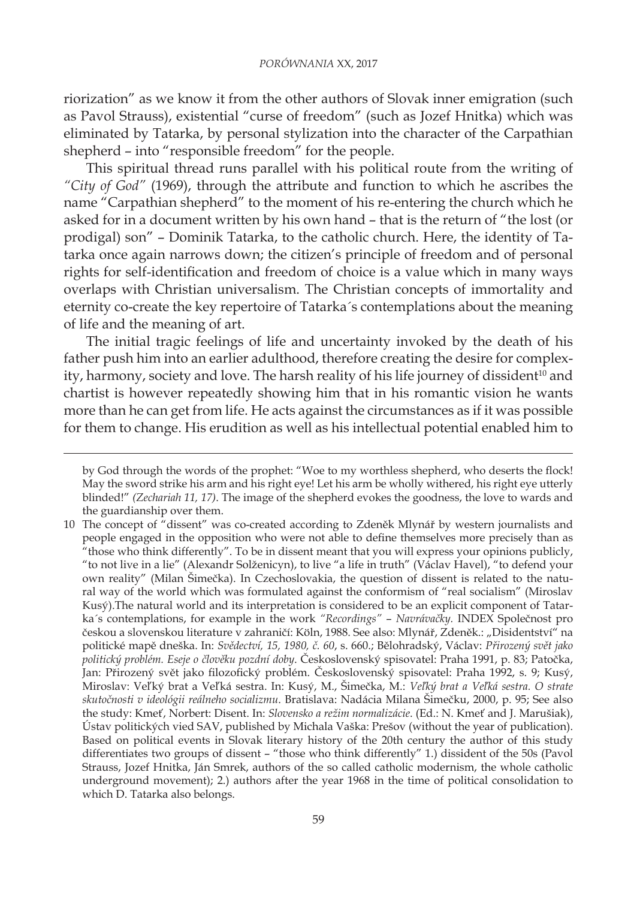riorization" as we know it from the other authors of Slovak inner emigration (such as Pavol Strauss), existential "curse of freedom" (such as Jozef Hnitka) which was eliminated by Tatarka, by personal stylization into the character of the Carpathian shepherd – into "responsible freedom" for the people.

This spiritual thread runs parallel with his political route from the writing of *"City of God"* (1969), through the attribute and function to which he ascribes the name "Carpathian shepherd" to the moment of his re-entering the church which he asked for in a document written by his own hand – that is the return of "the lost (or prodigal) son" – Dominik Tatarka, to the catholic church. Here, the identity of Tatarka once again narrows down; the citizen's principle of freedom and of personal rights for self-identification and freedom of choice is a value which in many ways overlaps with Christian universalism. The Christian concepts of immortality and eternity co-create the key repertoire of Tatarka´s contemplations about the meaning of life and the meaning of art.

The initial tragic feelings of life and uncertainty invoked by the death of his father push him into an earlier adulthood, therefore creating the desire for complexity, harmony, society and love. The harsh reality of his life journey of dissident[10] and chartist is however repeatedly showing him that in his romantic vision he wants more than he can get from life. He acts against the circumstances as if it was possible for them to change. His erudition as well as his intellectual potential enabled him to

---

by God through the words of the prophet: "Woe to my worthless shepherd, who deserts the flock! May the sword strike his arm and his right eye! Let his arm be wholly withered, his right eye utterly blinded!" *(Zechariah 11, 17)*. The image of the shepherd evokes the goodness, the love to wards and the guardianship over them.

10 The concept of "dissent" was co-created according to Zdeněk Mlynář by western journalists and people engaged in the opposition who were not able to define themselves more precisely than as "those who think differently". To be in dissent meant that you will express your opinions publicly, "to not live in a lie" (Alexandr Solženicyn), to live "a life in truth" (Václav Havel), "to defend your own reality" (Milan Šimečka). In Czechoslovakia, the question of dissent is related to the natural way of the world which was formulated against the conformism of "real socialism" (Miroslav Kusý).The natural world and its interpretation is considered to be an explicit component of Tatarka´s contemplations, for example in the work *"Recordings" – Navrávačky.* INDEX Společnost pro českou a slovenskou literature v zahraničí: Köln, 1988. See also: Mlynář, Zdeněk.: „Disidentství" na politické mapě dneška. In: *Svědectví, 15, 1980, č. 60*, s. 660.; Bělohradský, Václav: *Přirozený svět jako politický problém. Eseje o člověku pozdní doby*. Československý spisovatel: Praha 1991, p. 83; Patočka, Jan: Přirozený svět jako filozofický problém. Československý spisovatel: Praha 1992, s. 9; Kusý, Miroslav: Veľký brat a Veľká sestra. In: Kusý, M., Šimečka, M.: *Veľký brat a Veľká sestra. O strate skutočnosti v ideológii reálneho socializmu*. Bratislava: Nadácia Milana Šimečku, 2000, p. 95; See also the study: Kmeť, Norbert: Disent. In: *Slovensko a režim normalizácie*. (Ed.: N. Kmeť and J. Marušiak), Ústav politických vied SAV, published by Michala Vaška: Prešov (without the year of publication). Based on political events in Slovak literary history of the 20th century the author of this study differentiates two groups of dissent – "those who think differently" 1.) dissident of the 50s (Pavol Strauss, Jozef Hnitka, Ján Smrek, authors of the so called catholic modernism, the whole catholic underground movement); 2.) authors after the year 1968 in the time of political consolidation to which D. Tatarka also belongs.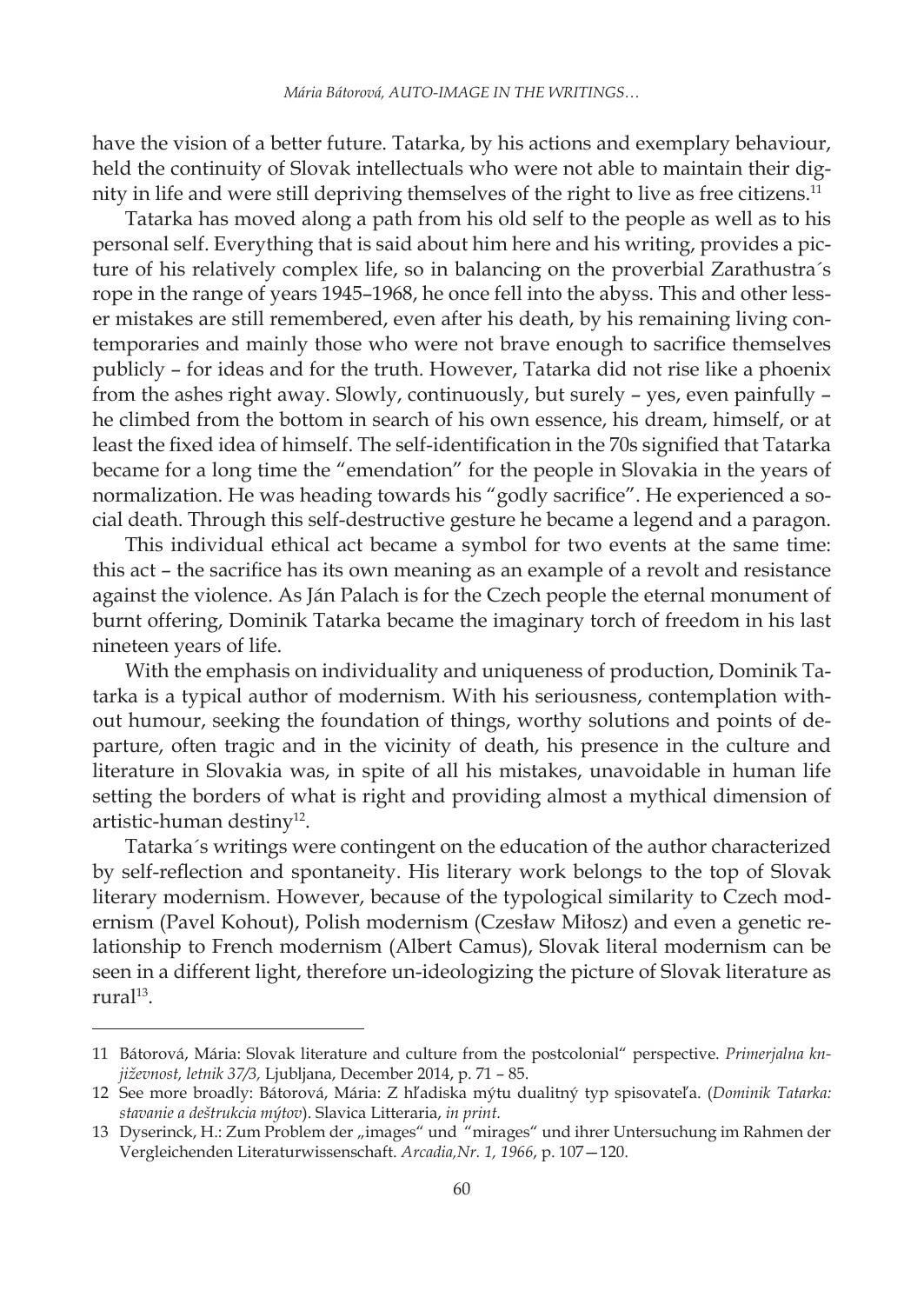have the vision of a better future. Tatarka, by his actions and exemplary behaviour, held the continuity of Slovak intellectuals who were not able to maintain their dignity in life and were still depriving themselves of the right to live as free citizens.[11]

Tatarka has moved along a path from his old self to the people as well as to his personal self. Everything that is said about him here and his writing, provides a picture of his relatively complex life, so in balancing on the proverbial Zarathustra´s rope in the range of years 1945–1968, he once fell into the abyss. This and other lesser mistakes are still remembered, even after his death, by his remaining living contemporaries and mainly those who were not brave enough to sacrifice themselves publicly – for ideas and for the truth. However, Tatarka did not rise like a phoenix from the ashes right away. Slowly, continuously, but surely – yes, even painfully – he climbed from the bottom in search of his own essence, his dream, himself, or at least the fixed idea of himself. The self-identification in the 70s signified that Tatarka became for a long time the "emendation" for the people in Slovakia in the years of normalization. He was heading towards his "godly sacrifice". He experienced a social death. Through this self-destructive gesture he became a legend and a paragon.

This individual ethical act became a symbol for two events at the same time: this act – the sacrifice has its own meaning as an example of a revolt and resistance against the violence. As Ján Palach is for the Czech people the eternal monument of burnt offering, Dominik Tatarka became the imaginary torch of freedom in his last nineteen years of life.

With the emphasis on individuality and uniqueness of production, Dominik Tatarka is a typical author of modernism. With his seriousness, contemplation without humour, seeking the foundation of things, worthy solutions and points of departure, often tragic and in the vicinity of death, his presence in the culture and literature in Slovakia was, in spite of all his mistakes, unavoidable in human life setting the borders of what is right and providing almost a mythical dimension of artistic-human destiny[12].

Tatarka´s writings were contingent on the education of the author characterized by self-reflection and spontaneity. His literary work belongs to the top of Slovak literary modernism. However, because of the typological similarity to Czech modernism (Pavel Kohout), Polish modernism (Czesław Miłosz) and even a genetic relationship to French modernism (Albert Camus), Slovak literal modernism can be seen in a different light, therefore un-ideologizing the picture of Slovak literature as rural[13].

---

11 Bátorová, Mária: Slovak literature and culture from the postcolonial" perspective. *Primerjalna književnost, letnik 37/3,* Ljubljana, December 2014, p. 71 – 85.

12 See more broadly: Bátorová, Mária: Z hľadiska mýtu dualitný typ spisovateľa. (*Dominik Tatarka: stavanie a deštrukcia mýtov*). Slavica Litteraria, *in print.*

13 Dyserinck, H.: Zum Problem der „images" und "mirages" und ihrer Untersuchung im Rahmen der Vergleichenden Literaturwissenschaft. *Arcadia,Nr. 1, 1966*, p. 107—120.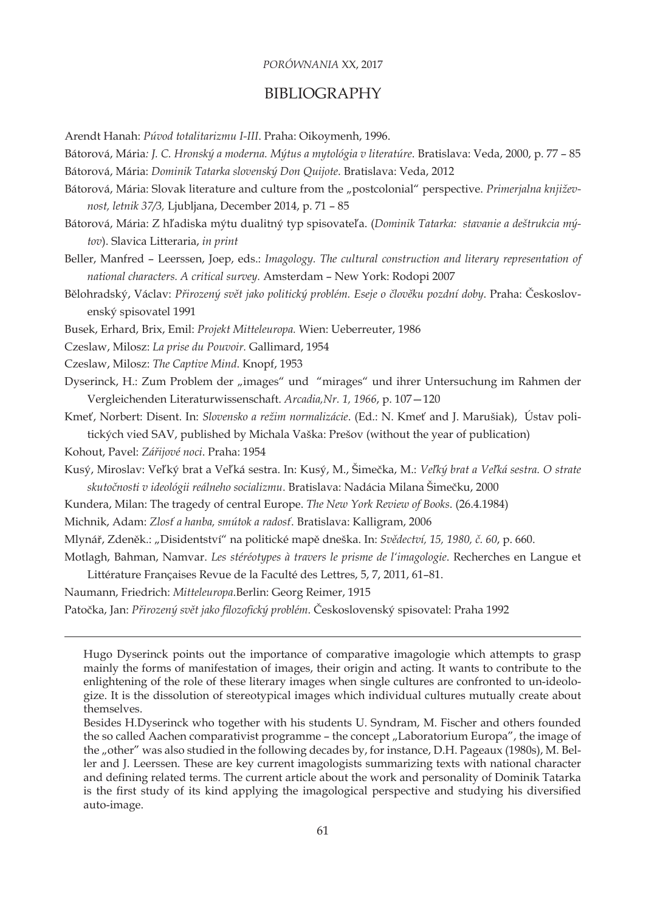# BIBLIOGRAPHY

Arendt Hanah: *Púvod totalitarizmu I-III*. Praha: Oikoymenh, 1996.

Bátorová, Mária*: J. C. Hronský a moderna. Mýtus a mytológia v literatúre*. Bratislava: Veda, 2000, p. 77 – 85

Bátorová, Mária: *Dominik Tatarka slovenský Don Quijote*. Bratislava: Veda, 2012

Bátorová, Mária: Slovak literature and culture from the „postcolonial" perspective. *Primerjalna književnost, letnik 37/3,* Ljubljana, December 2014, p. 71 – 85

Bátorová, Mária: Z hľadiska mýtu dualitný typ spisovateľa. (*Dominik Tatarka: stavanie a deštrukcia mýtov*). Slavica Litteraria, *in print*

Beller, Manfred – Leerssen, Joep, eds.: *Imagology. The cultural construction and literary representation of national characters. A critical survey.* Amsterdam – New York: Rodopi 2007

Bělohradský, Václav: *Přirozený svět jako politický problém. Eseje o člověku pozdní doby*. Praha: Československý spisovatel 1991

Busek, Erhard, Brix, Emil: *Projekt Mitteleuropa.* Wien: Ueberreuter, 1986

Czeslaw, Milosz: *La prise du Pouvoir.* Gallimard, 1954

Czeslaw, Milosz: *The Captive Mind.* Knopf, 1953

Dyserinck, H.: Zum Problem der „images" und "mirages" und ihrer Untersuchung im Rahmen der Vergleichenden Literaturwissenschaft. *Arcadia,Nr. 1, 1966*, p. 107—120

Kmeť, Norbert: Disent. In: *Slovensko a režim normalizácie*. (Ed.: N. Kmeť and J. Marušiak), Ústav politických vied SAV, published by Michala Vaška: Prešov (without the year of publication)

Kohout, Pavel: *Zářijové noci*. Praha: 1954

Kusý, Miroslav: Veľký brat a Veľká sestra. In: Kusý, M., Šimečka, M.: *Veľký brat a Veľká sestra. O strate skutočnosti v ideológii reálneho socializmu*. Bratislava: Nadácia Milana Šimečku, 2000

Kundera, Milan: The tragedy of central Europe. *The New York Review of Books*. (26.4.1984)

Michnik, Adam: *Zlosť a hanba, smútok a radosť*. Bratislava: Kalligram, 2006

Mlynář, Zdeněk.: „Disidentství" na politické mapě dneška. In: *Svědectví, 15, 1980, č. 60*, p. 660.

Motlagh, Bahman, Namvar. *Les stéréotypes à travers le prisme de l'imagologie*. Recherches en Langue et Littérature Françaises Revue de la Faculté des Lettres, 5, 7, 2011, 61–81.

Naumann, Friedrich: *Mitteleuropa.*Berlin: Georg Reimer, 1915

Patočka, Jan: *Přirozený svět jako filozofický problém*. Československý spisovatel: Praha 1992

---

Hugo Dyserinck points out the importance of comparative imagologie which attempts to grasp mainly the forms of manifestation of images, their origin and acting. It wants to contribute to the enlightening of the role of these literary images when single cultures are confronted to un-ideologize. It is the dissolution of stereotypical images which individual cultures mutually create about themselves.

Besides H.Dyserinck who together with his students U. Syndram, M. Fischer and others founded the so called Aachen comparativist programme – the concept „Laboratorium Europa", the image of the „other" was also studied in the following decades by, for instance, D.H. Pageaux (1980s), M. Beller and J. Leerssen. These are key current imagologists summarizing texts with national character and defining related terms. The current article about the work and personality of Dominik Tatarka is the first study of its kind applying the imagological perspective and studying his diversified auto-image.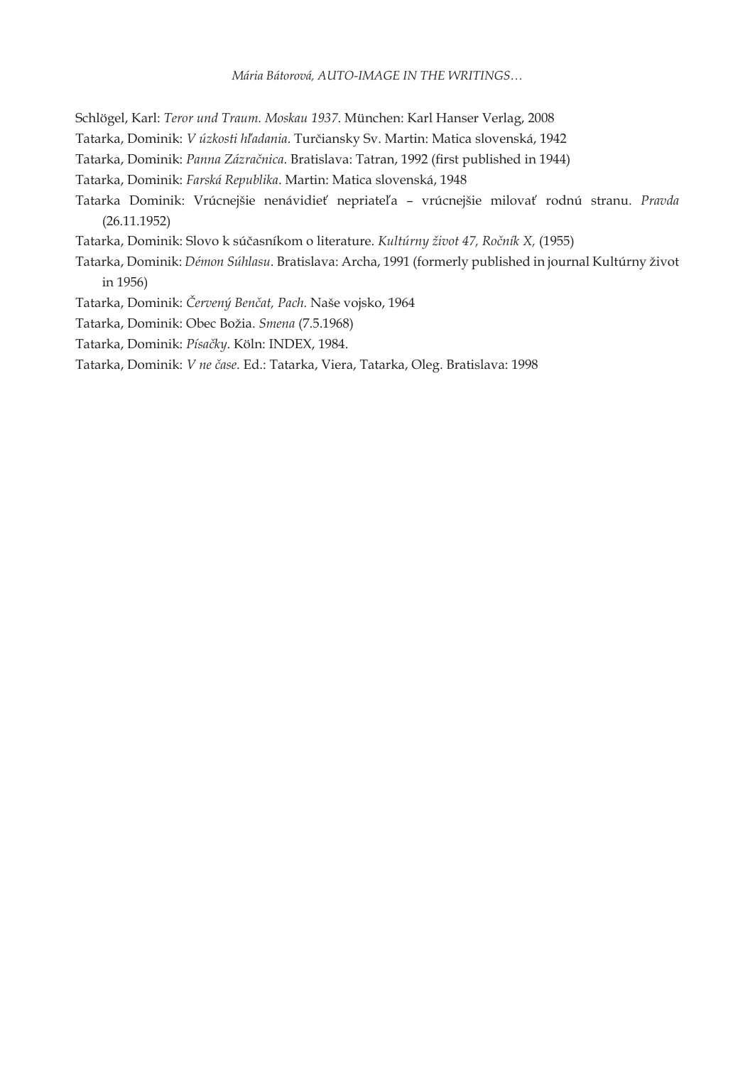Schlögel, Karl: *Teror und Traum. Moskau 1937*. München: Karl Hanser Verlag, 2008

Tatarka, Dominik: *V úzkosti hľadania*. Turčiansky Sv. Martin: Matica slovenská, 1942

Tatarka, Dominik: *Panna Zázračnica*. Bratislava: Tatran, 1992 (first published in 1944)

Tatarka, Dominik: *Farská Republika*. Martin: Matica slovenská, 1948

Tatarka Dominik: Vrúcnejšie nenávidieť nepriateľa – vrúcnejšie milovať rodnú stranu. *Pravda* (26.11.1952)

Tatarka, Dominik: Slovo k súčasníkom o literature. *Kultúrny život 47, Ročník X,* (1955)

Tatarka, Dominik: *Démon Súhlasu*. Bratislava: Archa, 1991 (formerly published in journal Kultúrny život in 1956)

Tatarka, Dominik: *Červený Benčat, Pach.* Naše vojsko, 1964

Tatarka, Dominik: Obec Božia. *Smena* (7.5.1968)

Tatarka, Dominik: *Písačky*. Köln: INDEX, 1984.

Tatarka, Dominik: *V ne čase*. Ed.: Tatarka, Viera, Tatarka, Oleg. Bratislava: 1998